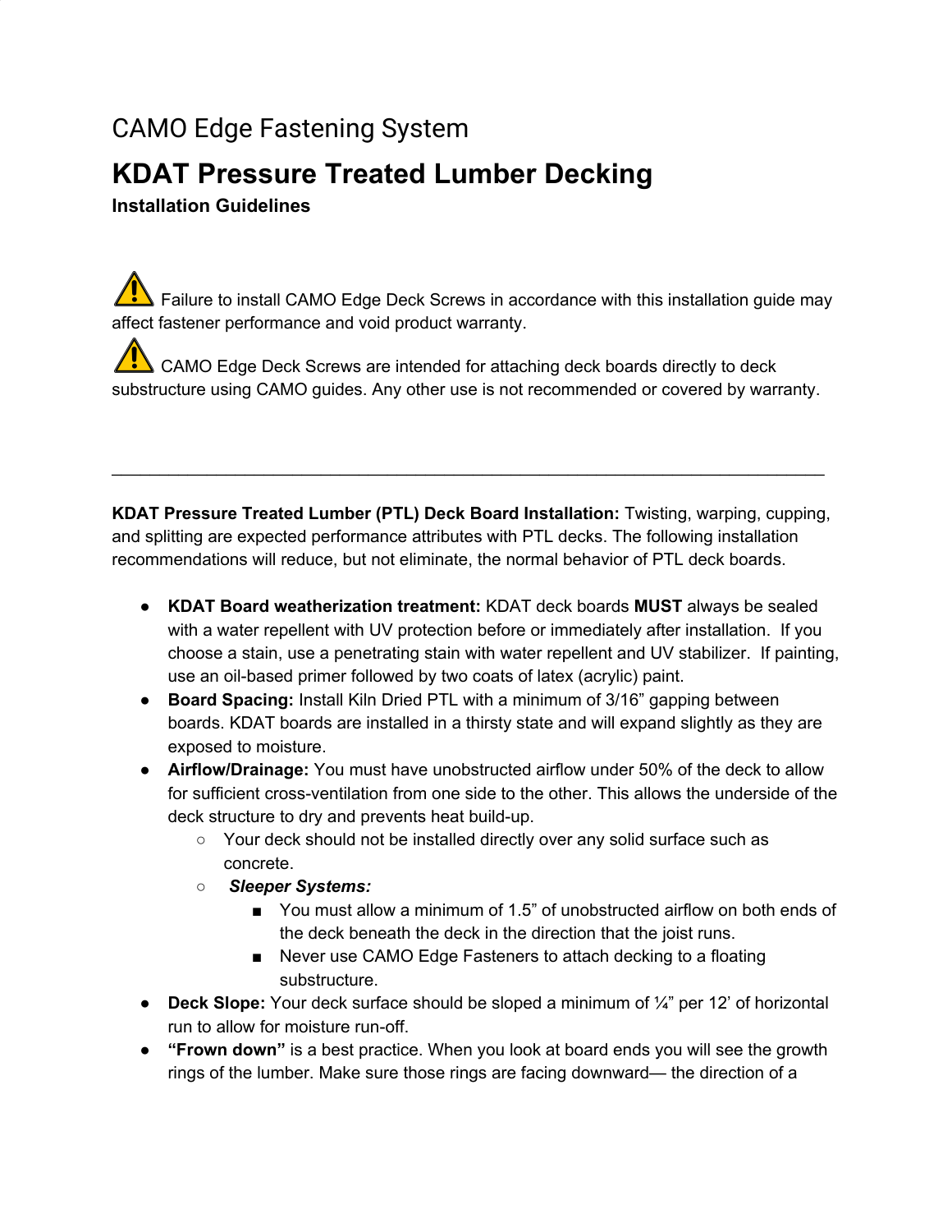CAMO Edge Fastening System

# KDAT Pressure Treated Lumber Decking

**Installation Guidelines**

⚠ Failure to install CAMO Edge Deck Screws in accordance with this installation guide may affect fastener performance and void product warranty.

⚠ CAMO Edge Deck Screws are intended for attaching deck boards directly to deck substructure using CAMO guides. Any other use is not recommended or covered by warranty.

---

**KDAT Pressure Treated Lumber (PTL) Deck Board Installation:** Twisting, warping, cupping, and splitting are expected performance attributes with PTL decks. The following installation recommendations will reduce, but not eliminate, the normal behavior of PTL deck boards.

- **KDAT Board weatherization treatment:** KDAT deck boards **MUST** always be sealed with a water repellent with UV protection before or immediately after installation. If you choose a stain, use a penetrating stain with water repellent and UV stabilizer. If painting, use an oil-based primer followed by two coats of latex (acrylic) paint.
- **Board Spacing:** Install Kiln Dried PTL with a minimum of 3/16" gapping between boards. KDAT boards are installed in a thirsty state and will expand slightly as they are exposed to moisture.
- **Airflow/Drainage:** You must have unobstructed airflow under 50% of the deck to allow for sufficient cross-ventilation from one side to the other. This allows the underside of the deck structure to dry and prevents heat build-up.
  - Your deck should not be installed directly over any solid surface such as concrete.
  - ***Sleeper Systems:***
    - You must allow a minimum of 1.5" of unobstructed airflow on both ends of the deck beneath the deck in the direction that the joist runs.
    - Never use CAMO Edge Fasteners to attach decking to a floating substructure.
- **Deck Slope:** Your deck surface should be sloped a minimum of ¼" per 12' of horizontal run to allow for moisture run-off.
- **"Frown down"** is a best practice. When you look at board ends you will see the growth rings of the lumber. Make sure those rings are facing downward— the direction of a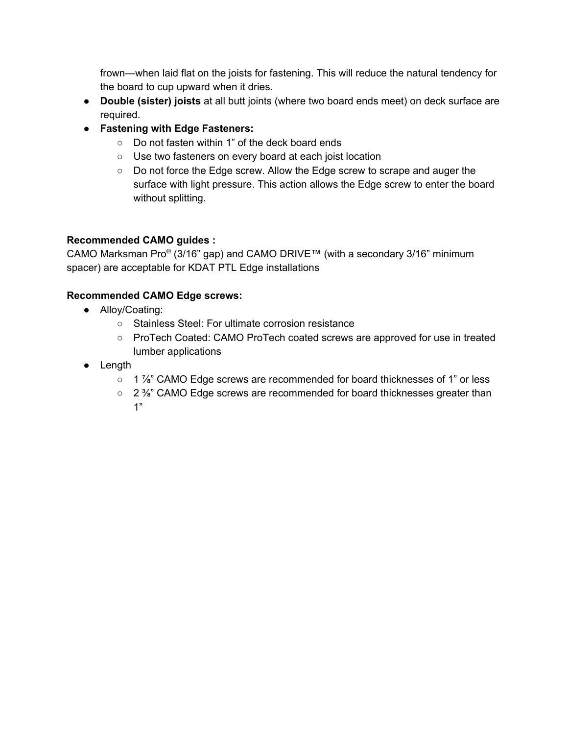frown—when laid flat on the joists for fastening. This will reduce the natural tendency for the board to cup upward when it dries.

- **Double (sister) joists** at all butt joints (where two board ends meet) on deck surface are required.
- **Fastening with Edge Fasteners:**
  - Do not fasten within 1” of the deck board ends
  - Use two fasteners on every board at each joist location
  - Do not force the Edge screw. Allow the Edge screw to scrape and auger the surface with light pressure. This action allows the Edge screw to enter the board without splitting.

**Recommended CAMO guides :**

CAMO Marksman Pro® (3/16” gap) and CAMO DRIVE™ (with a secondary 3/16” minimum spacer) are acceptable for KDAT PTL Edge installations

**Recommended CAMO Edge screws:**

- Alloy/Coating:
  - Stainless Steel: For ultimate corrosion resistance
  - ProTech Coated: CAMO ProTech coated screws are approved for use in treated lumber applications
- Length
  - 1 ⅞” CAMO Edge screws are recommended for board thicknesses of 1” or less
  - 2 ⅜” CAMO Edge screws are recommended for board thicknesses greater than 1”